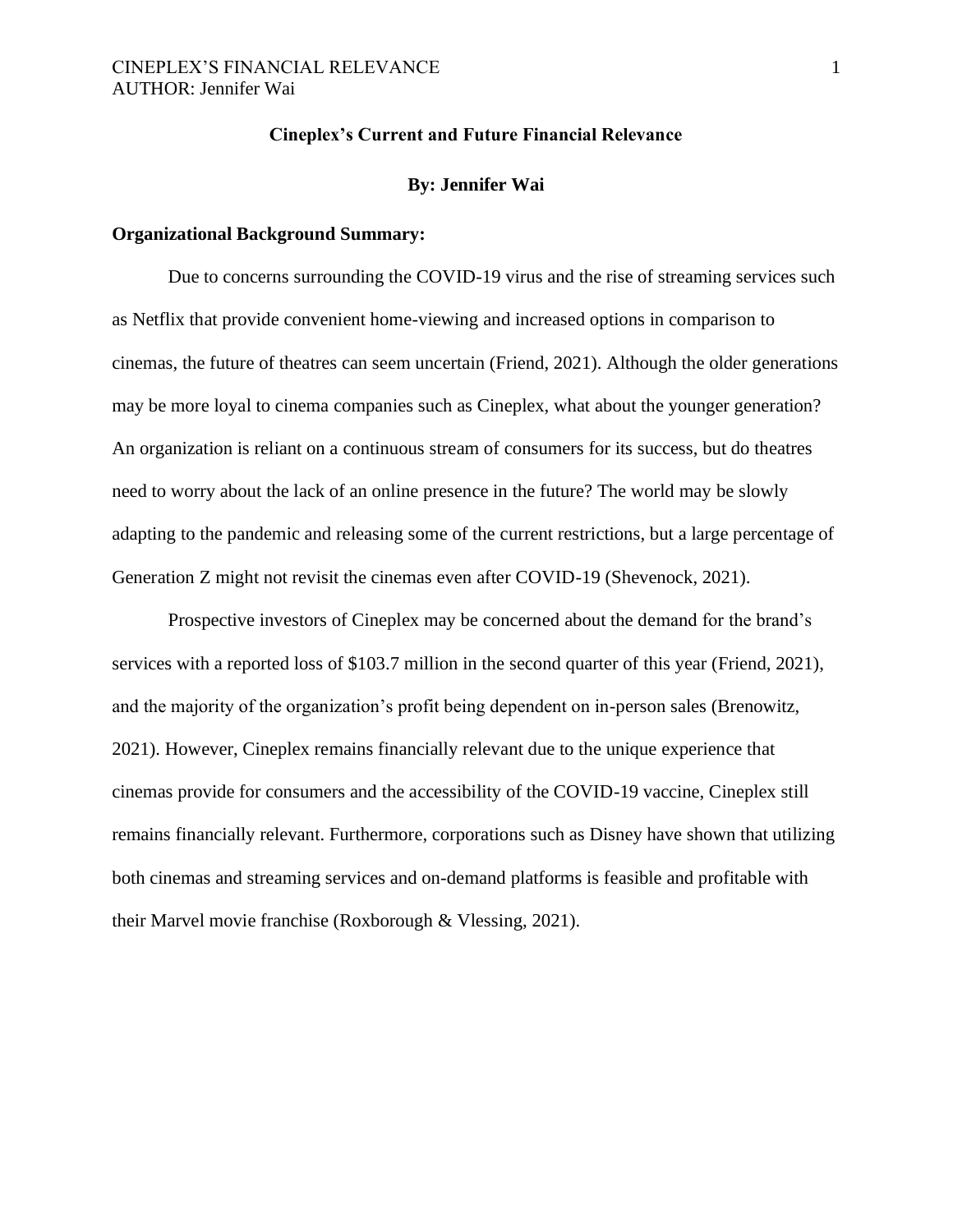# Cineplex's Current and Future Financial Relevance

**By: Jennifer Wai**

## Organizational Background Summary:

Due to concerns surrounding the COVID-19 virus and the rise of streaming services such as Netflix that provide convenient home-viewing and increased options in comparison to cinemas, the future of theatres can seem uncertain (Friend, 2021). Although the older generations may be more loyal to cinema companies such as Cineplex, what about the younger generation? An organization is reliant on a continuous stream of consumers for its success, but do theatres need to worry about the lack of an online presence in the future? The world may be slowly adapting to the pandemic and releasing some of the current restrictions, but a large percentage of Generation Z might not revisit the cinemas even after COVID-19 (Shevenock, 2021).

Prospective investors of Cineplex may be concerned about the demand for the brand's services with a reported loss of $103.7 million in the second quarter of this year (Friend, 2021), and the majority of the organization's profit being dependent on in-person sales (Brenowitz, 2021). However, Cineplex remains financially relevant due to the unique experience that cinemas provide for consumers and the accessibility of the COVID-19 vaccine, Cineplex still remains financially relevant. Furthermore, corporations such as Disney have shown that utilizing both cinemas and streaming services and on-demand platforms is feasible and profitable with their Marvel movie franchise (Roxborough & Vlessing, 2021).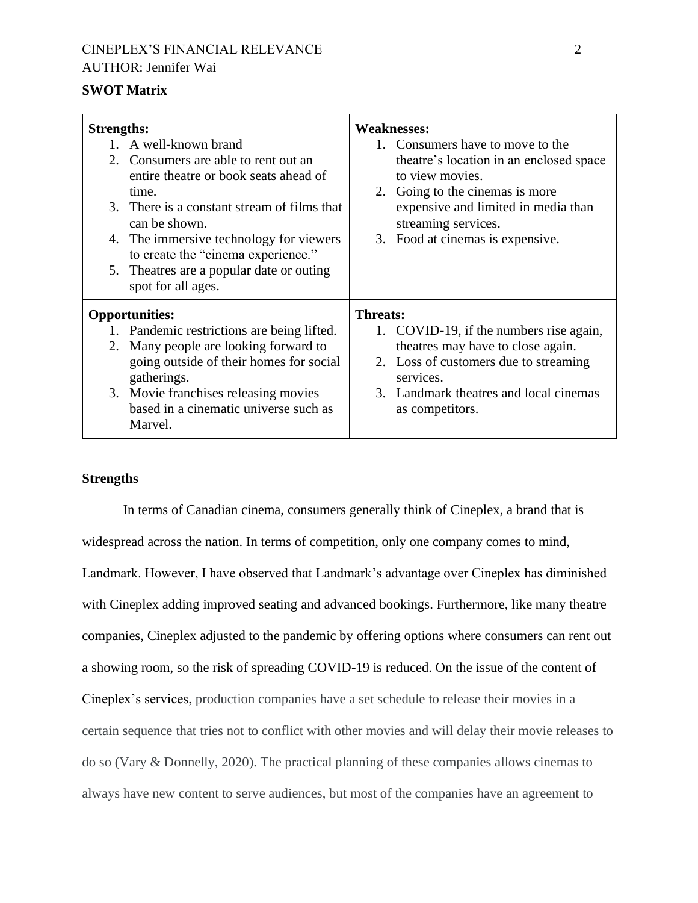## SWOT Matrix

| Strengths: | Weaknesses: |
|---|---|
| 1. A well-known brand<br>2. Consumers are able to rent out an entire theatre or book seats ahead of time.<br>3. There is a constant stream of films that can be shown.<br>4. The immersive technology for viewers to create the "cinema experience."<br>5. Theatres are a popular date or outing spot for all ages. | 1. Consumers have to move to the theatre's location in an enclosed space to view movies.<br>2. Going to the cinemas is more expensive and limited in media than streaming services.<br>3. Food at cinemas is expensive. |
| **Opportunities:** | **Threats:** |
| 1. Pandemic restrictions are being lifted.<br>2. Many people are looking forward to going outside of their homes for social gatherings.<br>3. Movie franchises releasing movies based in a cinematic universe such as Marvel. | 1. COVID-19, if the numbers rise again, theatres may have to close again.<br>2. Loss of customers due to streaming services.<br>3. Landmark theatres and local cinemas as competitors. |

## Strengths

In terms of Canadian cinema, consumers generally think of Cineplex, a brand that is widespread across the nation. In terms of competition, only one company comes to mind, Landmark. However, I have observed that Landmark's advantage over Cineplex has diminished with Cineplex adding improved seating and advanced bookings. Furthermore, like many theatre companies, Cineplex adjusted to the pandemic by offering options where consumers can rent out a showing room, so the risk of spreading COVID-19 is reduced. On the issue of the content of Cineplex's services, production companies have a set schedule to release their movies in a certain sequence that tries not to conflict with other movies and will delay their movie releases to do so (Vary & Donnelly, 2020). The practical planning of these companies allows cinemas to always have new content to serve audiences, but most of the companies have an agreement to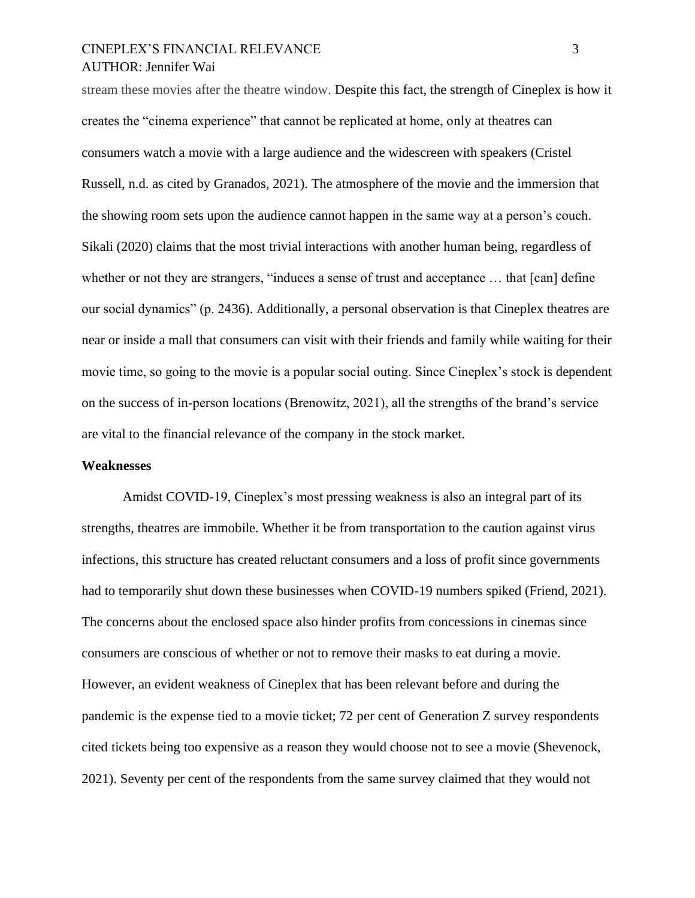stream these movies after the theatre window. Despite this fact, the strength of Cineplex is how it creates the "cinema experience" that cannot be replicated at home, only at theatres can consumers watch a movie with a large audience and the widescreen with speakers (Cristel Russell, n.d. as cited by Granados, 2021). The atmosphere of the movie and the immersion that the showing room sets upon the audience cannot happen in the same way at a person's couch. Sikali (2020) claims that the most trivial interactions with another human being, regardless of whether or not they are strangers, "induces a sense of trust and acceptance … that [can] define our social dynamics" (p. 2436). Additionally, a personal observation is that Cineplex theatres are near or inside a mall that consumers can visit with their friends and family while waiting for their movie time, so going to the movie is a popular social outing. Since Cineplex's stock is dependent on the success of in-person locations (Brenowitz, 2021), all the strengths of the brand's service are vital to the financial relevance of the company in the stock market.

### Weaknesses

Amidst COVID-19, Cineplex's most pressing weakness is also an integral part of its strengths, theatres are immobile. Whether it be from transportation to the caution against virus infections, this structure has created reluctant consumers and a loss of profit since governments had to temporarily shut down these businesses when COVID-19 numbers spiked (Friend, 2021). The concerns about the enclosed space also hinder profits from concessions in cinemas since consumers are conscious of whether or not to remove their masks to eat during a movie. However, an evident weakness of Cineplex that has been relevant before and during the pandemic is the expense tied to a movie ticket; 72 per cent of Generation Z survey respondents cited tickets being too expensive as a reason they would choose not to see a movie (Shevenock, 2021). Seventy per cent of the respondents from the same survey claimed that they would not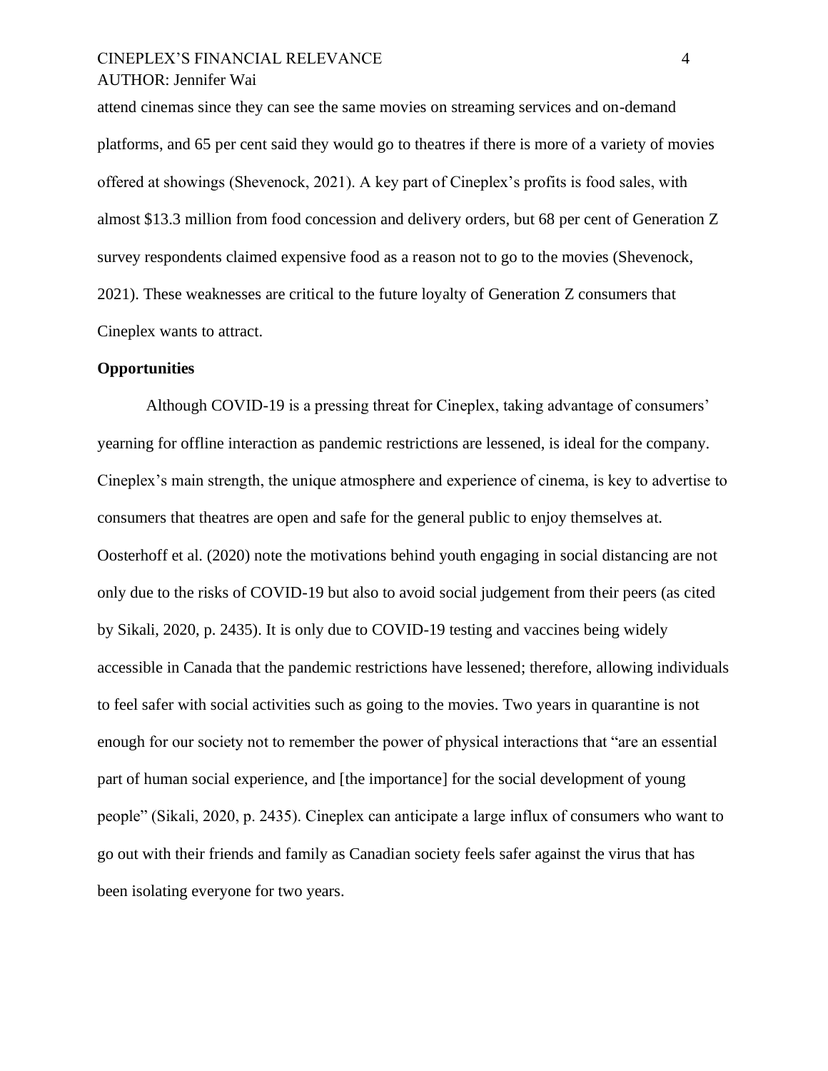attend cinemas since they can see the same movies on streaming services and on-demand platforms, and 65 per cent said they would go to theatres if there is more of a variety of movies offered at showings (Shevenock, 2021). A key part of Cineplex's profits is food sales, with almost $13.3 million from food concession and delivery orders, but 68 per cent of Generation Z survey respondents claimed expensive food as a reason not to go to the movies (Shevenock, 2021). These weaknesses are critical to the future loyalty of Generation Z consumers that Cineplex wants to attract.

**Opportunities**

Although COVID-19 is a pressing threat for Cineplex, taking advantage of consumers' yearning for offline interaction as pandemic restrictions are lessened, is ideal for the company. Cineplex's main strength, the unique atmosphere and experience of cinema, is key to advertise to consumers that theatres are open and safe for the general public to enjoy themselves at. Oosterhoff et al. (2020) note the motivations behind youth engaging in social distancing are not only due to the risks of COVID-19 but also to avoid social judgement from their peers (as cited by Sikali, 2020, p. 2435). It is only due to COVID-19 testing and vaccines being widely accessible in Canada that the pandemic restrictions have lessened; therefore, allowing individuals to feel safer with social activities such as going to the movies. Two years in quarantine is not enough for our society not to remember the power of physical interactions that "are an essential part of human social experience, and [the importance] for the social development of young people" (Sikali, 2020, p. 2435). Cineplex can anticipate a large influx of consumers who want to go out with their friends and family as Canadian society feels safer against the virus that has been isolating everyone for two years.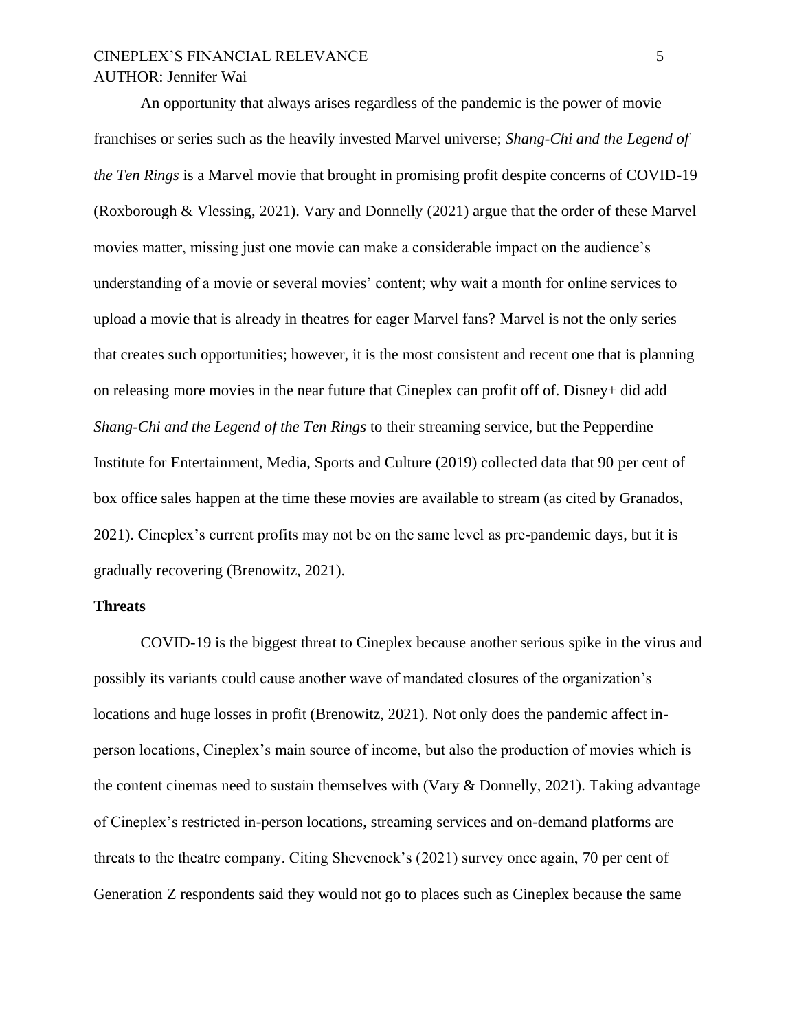An opportunity that always arises regardless of the pandemic is the power of movie franchises or series such as the heavily invested Marvel universe; *Shang-Chi and the Legend of the Ten Rings* is a Marvel movie that brought in promising profit despite concerns of COVID-19 (Roxborough & Vlessing, 2021). Vary and Donnelly (2021) argue that the order of these Marvel movies matter, missing just one movie can make a considerable impact on the audience's understanding of a movie or several movies' content; why wait a month for online services to upload a movie that is already in theatres for eager Marvel fans? Marvel is not the only series that creates such opportunities; however, it is the most consistent and recent one that is planning on releasing more movies in the near future that Cineplex can profit off of. Disney+ did add *Shang-Chi and the Legend of the Ten Rings* to their streaming service, but the Pepperdine Institute for Entertainment, Media, Sports and Culture (2019) collected data that 90 per cent of box office sales happen at the time these movies are available to stream (as cited by Granados, 2021). Cineplex's current profits may not be on the same level as pre-pandemic days, but it is gradually recovering (Brenowitz, 2021).

**Threats**

COVID-19 is the biggest threat to Cineplex because another serious spike in the virus and possibly its variants could cause another wave of mandated closures of the organization's locations and huge losses in profit (Brenowitz, 2021). Not only does the pandemic affect in-person locations, Cineplex's main source of income, but also the production of movies which is the content cinemas need to sustain themselves with (Vary & Donnelly, 2021). Taking advantage of Cineplex's restricted in-person locations, streaming services and on-demand platforms are threats to the theatre company. Citing Shevenock's (2021) survey once again, 70 per cent of Generation Z respondents said they would not go to places such as Cineplex because the same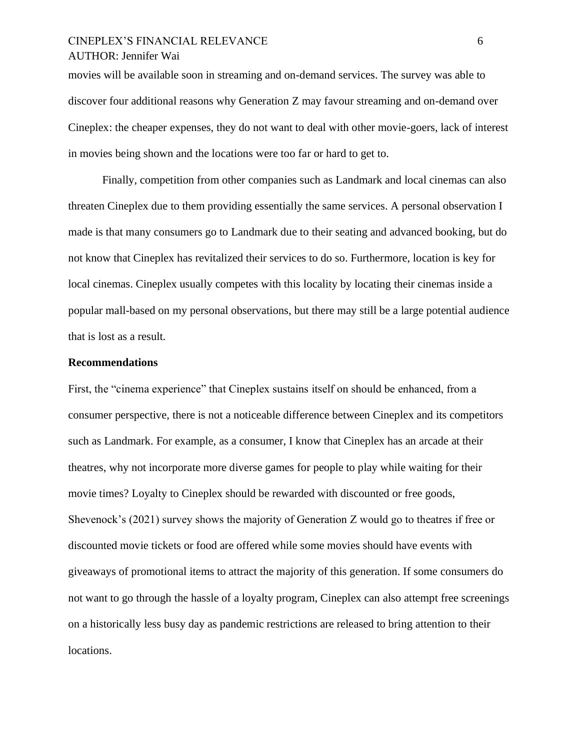movies will be available soon in streaming and on-demand services. The survey was able to discover four additional reasons why Generation Z may favour streaming and on-demand over Cineplex: the cheaper expenses, they do not want to deal with other movie-goers, lack of interest in movies being shown and the locations were too far or hard to get to.

Finally, competition from other companies such as Landmark and local cinemas can also threaten Cineplex due to them providing essentially the same services. A personal observation I made is that many consumers go to Landmark due to their seating and advanced booking, but do not know that Cineplex has revitalized their services to do so. Furthermore, location is key for local cinemas. Cineplex usually competes with this locality by locating their cinemas inside a popular mall-based on my personal observations, but there may still be a large potential audience that is lost as a result.

**Recommendations**

First, the "cinema experience" that Cineplex sustains itself on should be enhanced, from a consumer perspective, there is not a noticeable difference between Cineplex and its competitors such as Landmark. For example, as a consumer, I know that Cineplex has an arcade at their theatres, why not incorporate more diverse games for people to play while waiting for their movie times? Loyalty to Cineplex should be rewarded with discounted or free goods, Shevenock's (2021) survey shows the majority of Generation Z would go to theatres if free or discounted movie tickets or food are offered while some movies should have events with giveaways of promotional items to attract the majority of this generation. If some consumers do not want to go through the hassle of a loyalty program, Cineplex can also attempt free screenings on a historically less busy day as pandemic restrictions are released to bring attention to their locations.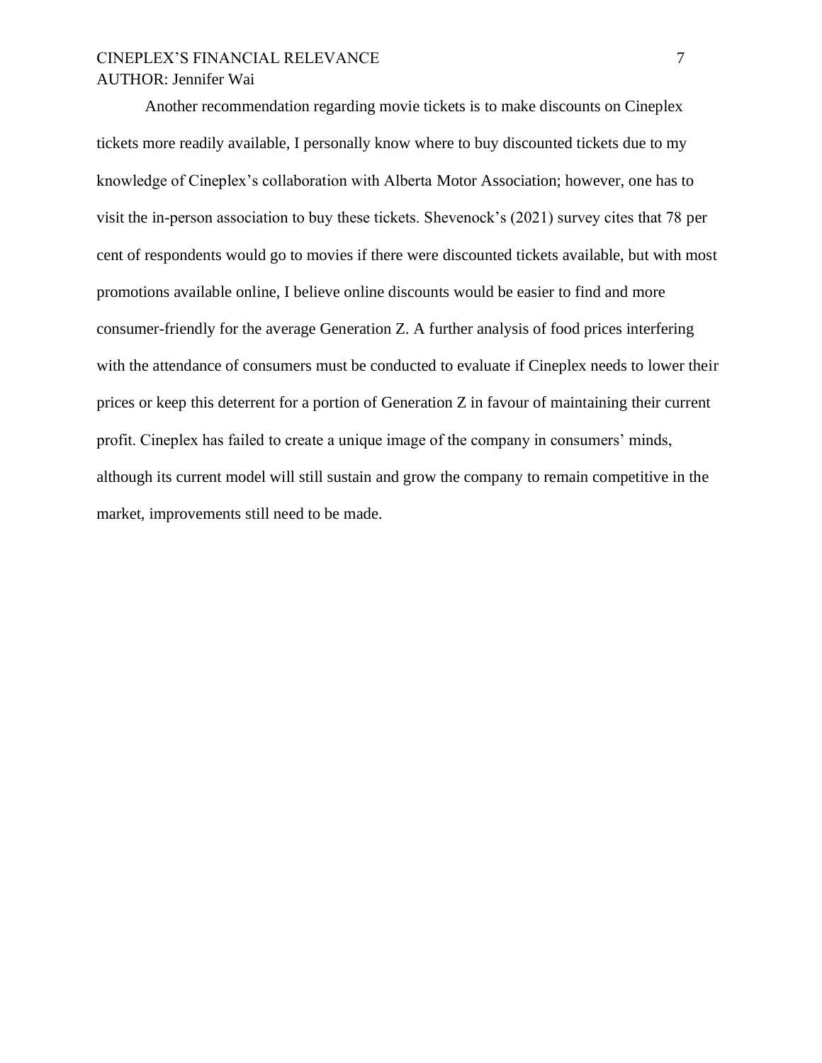Another recommendation regarding movie tickets is to make discounts on Cineplex tickets more readily available, I personally know where to buy discounted tickets due to my knowledge of Cineplex's collaboration with Alberta Motor Association; however, one has to visit the in-person association to buy these tickets. Shevenock's (2021) survey cites that 78 per cent of respondents would go to movies if there were discounted tickets available, but with most promotions available online, I believe online discounts would be easier to find and more consumer-friendly for the average Generation Z. A further analysis of food prices interfering with the attendance of consumers must be conducted to evaluate if Cineplex needs to lower their prices or keep this deterrent for a portion of Generation Z in favour of maintaining their current profit. Cineplex has failed to create a unique image of the company in consumers' minds, although its current model will still sustain and grow the company to remain competitive in the market, improvements still need to be made.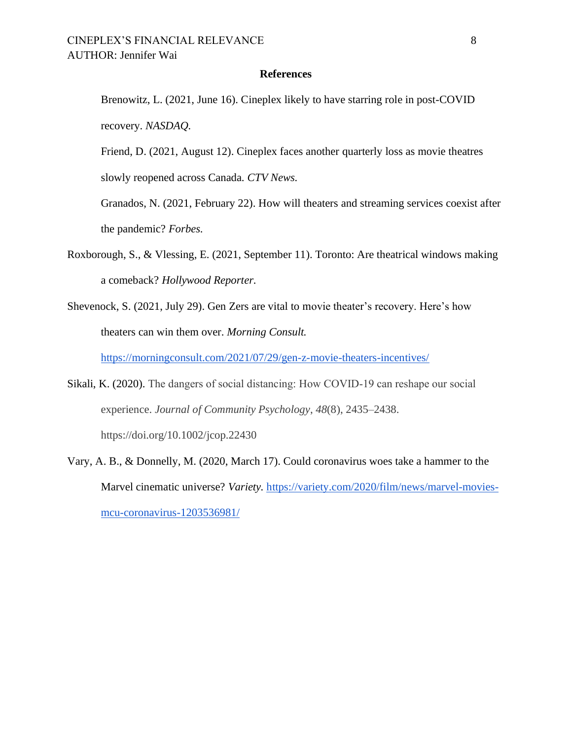# References

Brenowitz, L. (2021, June 16). Cineplex likely to have starring role in post-COVID recovery. *NASDAQ.*

Friend, D. (2021, August 12). Cineplex faces another quarterly loss as movie theatres slowly reopened across Canada. *CTV News.*

Granados, N. (2021, February 22). How will theaters and streaming services coexist after the pandemic? *Forbes.*

Roxborough, S., & Vlessing, E. (2021, September 11). Toronto: Are theatrical windows making a comeback? *Hollywood Reporter.*

Shevenock, S. (2021, July 29). Gen Zers are vital to movie theater's recovery. Here's how theaters can win them over. *Morning Consult.* https://morningconsult.com/2021/07/29/gen-z-movie-theaters-incentives/

Sikali, K. (2020). The dangers of social distancing: How COVID-19 can reshape our social experience. *Journal of Community Psychology*, *48*(8), 2435–2438. https://doi.org/10.1002/jcop.22430

Vary, A. B., & Donnelly, M. (2020, March 17). Could coronavirus woes take a hammer to the Marvel cinematic universe? *Variety.* https://variety.com/2020/film/news/marvel-movies-mcu-coronavirus-1203536981/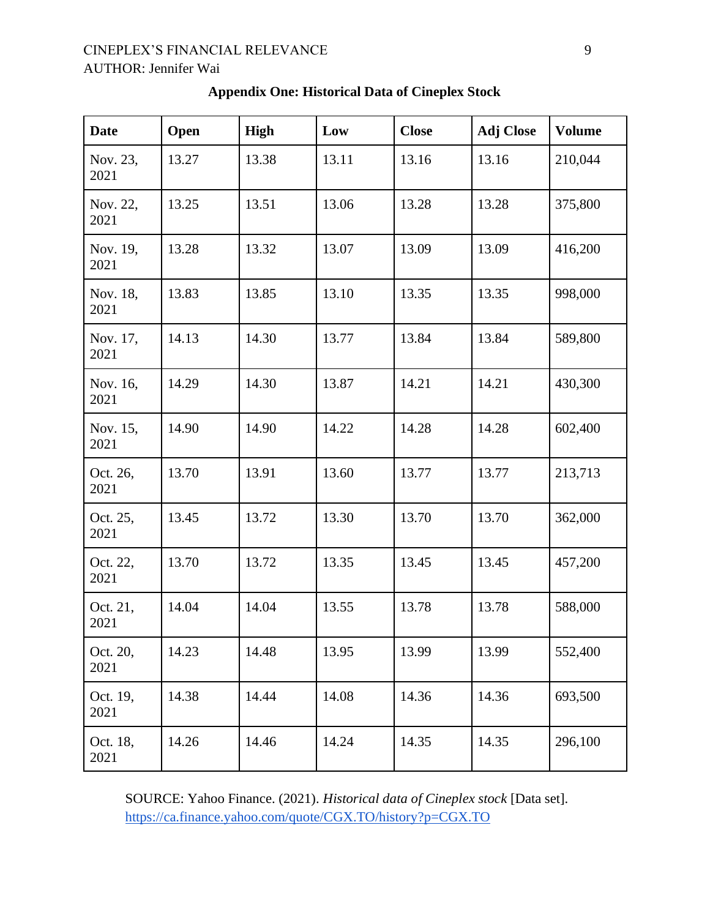**Appendix One: Historical Data of Cineplex Stock**

| Date | Open | High | Low | Close | Adj Close | Volume |
|---|---|---|---|---|---|---|
| Nov. 23, 2021 | 13.27 | 13.38 | 13.11 | 13.16 | 13.16 | 210,044 |
| Nov. 22, 2021 | 13.25 | 13.51 | 13.06 | 13.28 | 13.28 | 375,800 |
| Nov. 19, 2021 | 13.28 | 13.32 | 13.07 | 13.09 | 13.09 | 416,200 |
| Nov. 18, 2021 | 13.83 | 13.85 | 13.10 | 13.35 | 13.35 | 998,000 |
| Nov. 17, 2021 | 14.13 | 14.30 | 13.77 | 13.84 | 13.84 | 589,800 |
| Nov. 16, 2021 | 14.29 | 14.30 | 13.87 | 14.21 | 14.21 | 430,300 |
| Nov. 15, 2021 | 14.90 | 14.90 | 14.22 | 14.28 | 14.28 | 602,400 |
| Oct. 26, 2021 | 13.70 | 13.91 | 13.60 | 13.77 | 13.77 | 213,713 |
| Oct. 25, 2021 | 13.45 | 13.72 | 13.30 | 13.70 | 13.70 | 362,000 |
| Oct. 22, 2021 | 13.70 | 13.72 | 13.35 | 13.45 | 13.45 | 457,200 |
| Oct. 21, 2021 | 14.04 | 14.04 | 13.55 | 13.78 | 13.78 | 588,000 |
| Oct. 20, 2021 | 14.23 | 14.48 | 13.95 | 13.99 | 13.99 | 552,400 |
| Oct. 19, 2021 | 14.38 | 14.44 | 14.08 | 14.36 | 14.36 | 693,500 |
| Oct. 18, 2021 | 14.26 | 14.46 | 14.24 | 14.35 | 14.35 | 296,100 |

SOURCE: Yahoo Finance. (2021). *Historical data of Cineplex stock* [Data set]. https://ca.finance.yahoo.com/quote/CGX.TO/history?p=CGX.TO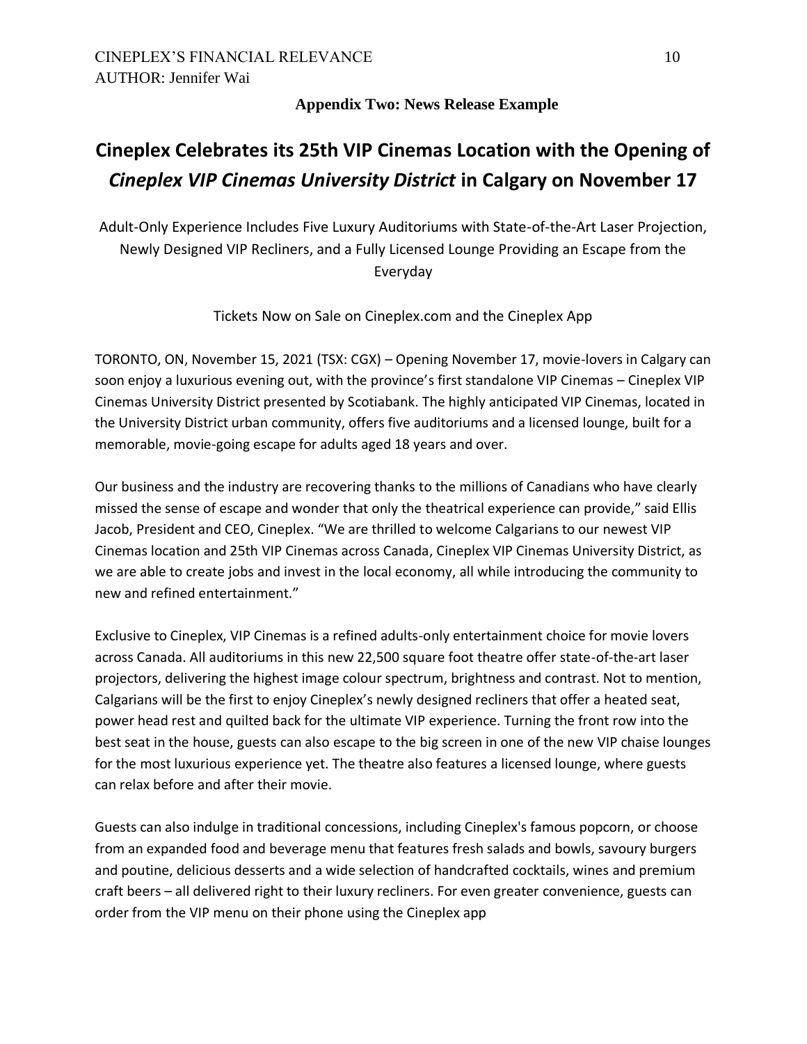**Appendix Two: News Release Example**

# Cineplex Celebrates its 25th VIP Cinemas Location with the Opening of *Cineplex VIP Cinemas University District* in Calgary on November 17

Adult-Only Experience Includes Five Luxury Auditoriums with State-of-the-Art Laser Projection, Newly Designed VIP Recliners, and a Fully Licensed Lounge Providing an Escape from the Everyday

Tickets Now on Sale on Cineplex.com and the Cineplex App

TORONTO, ON, November 15, 2021 (TSX: CGX) – Opening November 17, movie-lovers in Calgary can soon enjoy a luxurious evening out, with the province's first standalone VIP Cinemas – Cineplex VIP Cinemas University District presented by Scotiabank. The highly anticipated VIP Cinemas, located in the University District urban community, offers five auditoriums and a licensed lounge, built for a memorable, movie-going escape for adults aged 18 years and over.

Our business and the industry are recovering thanks to the millions of Canadians who have clearly missed the sense of escape and wonder that only the theatrical experience can provide," said Ellis Jacob, President and CEO, Cineplex. "We are thrilled to welcome Calgarians to our newest VIP Cinemas location and 25th VIP Cinemas across Canada, Cineplex VIP Cinemas University District, as we are able to create jobs and invest in the local economy, all while introducing the community to new and refined entertainment."

Exclusive to Cineplex, VIP Cinemas is a refined adults-only entertainment choice for movie lovers across Canada. All auditoriums in this new 22,500 square foot theatre offer state-of-the-art laser projectors, delivering the highest image colour spectrum, brightness and contrast. Not to mention, Calgarians will be the first to enjoy Cineplex's newly designed recliners that offer a heated seat, power head rest and quilted back for the ultimate VIP experience. Turning the front row into the best seat in the house, guests can also escape to the big screen in one of the new VIP chaise lounges for the most luxurious experience yet. The theatre also features a licensed lounge, where guests can relax before and after their movie.

Guests can also indulge in traditional concessions, including Cineplex's famous popcorn, or choose from an expanded food and beverage menu that features fresh salads and bowls, savoury burgers and poutine, delicious desserts and a wide selection of handcrafted cocktails, wines and premium craft beers – all delivered right to their luxury recliners. For even greater convenience, guests can order from the VIP menu on their phone using the Cineplex app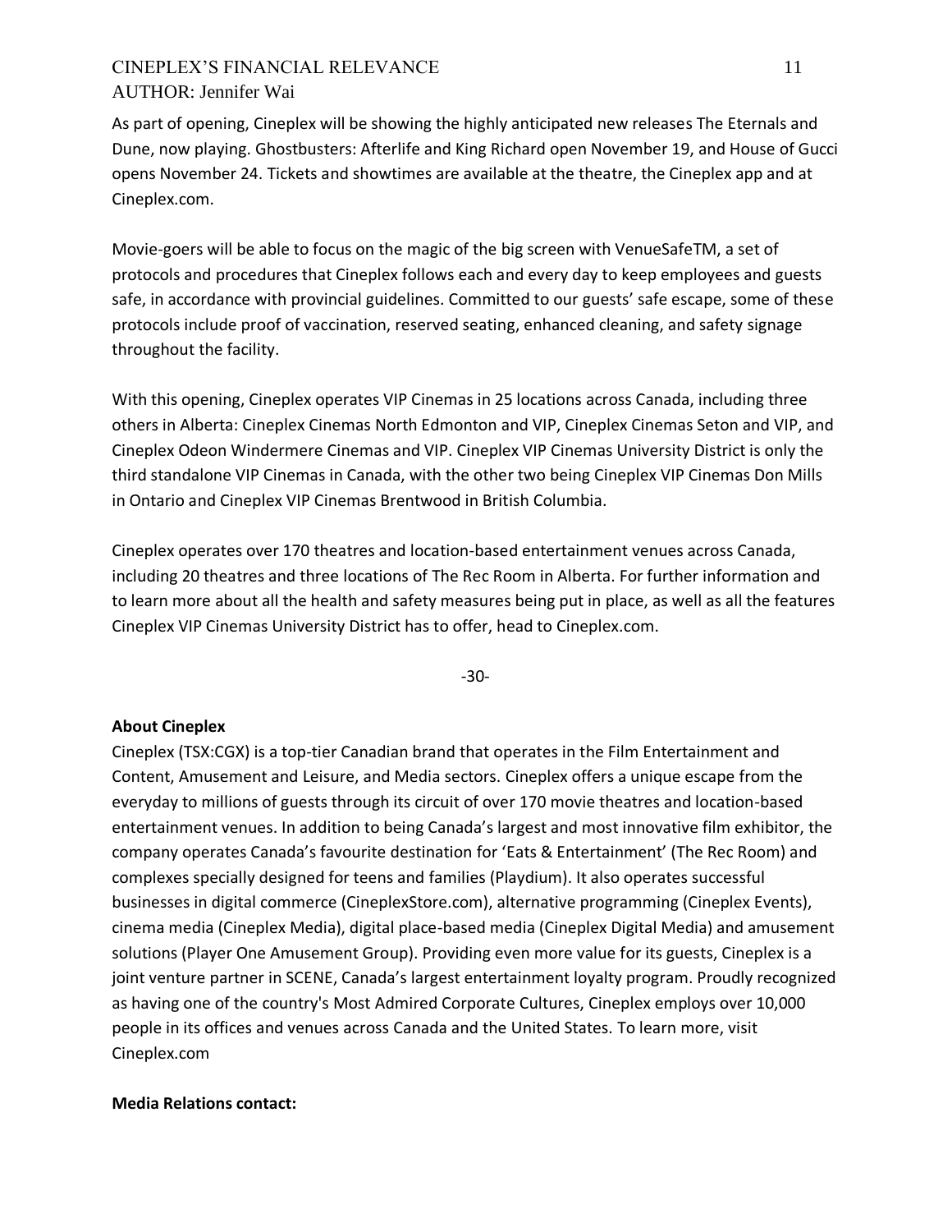As part of opening, Cineplex will be showing the highly anticipated new releases The Eternals and Dune, now playing. Ghostbusters: Afterlife and King Richard open November 19, and House of Gucci opens November 24. Tickets and showtimes are available at the theatre, the Cineplex app and at Cineplex.com.

Movie-goers will be able to focus on the magic of the big screen with VenueSafeTM, a set of protocols and procedures that Cineplex follows each and every day to keep employees and guests safe, in accordance with provincial guidelines. Committed to our guests' safe escape, some of these protocols include proof of vaccination, reserved seating, enhanced cleaning, and safety signage throughout the facility.

With this opening, Cineplex operates VIP Cinemas in 25 locations across Canada, including three others in Alberta: Cineplex Cinemas North Edmonton and VIP, Cineplex Cinemas Seton and VIP, and Cineplex Odeon Windermere Cinemas and VIP. Cineplex VIP Cinemas University District is only the third standalone VIP Cinemas in Canada, with the other two being Cineplex VIP Cinemas Don Mills in Ontario and Cineplex VIP Cinemas Brentwood in British Columbia.

Cineplex operates over 170 theatres and location-based entertainment venues across Canada, including 20 theatres and three locations of The Rec Room in Alberta. For further information and to learn more about all the health and safety measures being put in place, as well as all the features Cineplex VIP Cinemas University District has to offer, head to Cineplex.com.

-30-

**About Cineplex**

Cineplex (TSX:CGX) is a top-tier Canadian brand that operates in the Film Entertainment and Content, Amusement and Leisure, and Media sectors. Cineplex offers a unique escape from the everyday to millions of guests through its circuit of over 170 movie theatres and location-based entertainment venues. In addition to being Canada's largest and most innovative film exhibitor, the company operates Canada's favourite destination for 'Eats & Entertainment' (The Rec Room) and complexes specially designed for teens and families (Playdium). It also operates successful businesses in digital commerce (CineplexStore.com), alternative programming (Cineplex Events), cinema media (Cineplex Media), digital place-based media (Cineplex Digital Media) and amusement solutions (Player One Amusement Group). Providing even more value for its guests, Cineplex is a joint venture partner in SCENE, Canada's largest entertainment loyalty program. Proudly recognized as having one of the country's Most Admired Corporate Cultures, Cineplex employs over 10,000 people in its offices and venues across Canada and the United States. To learn more, visit Cineplex.com

**Media Relations contact:**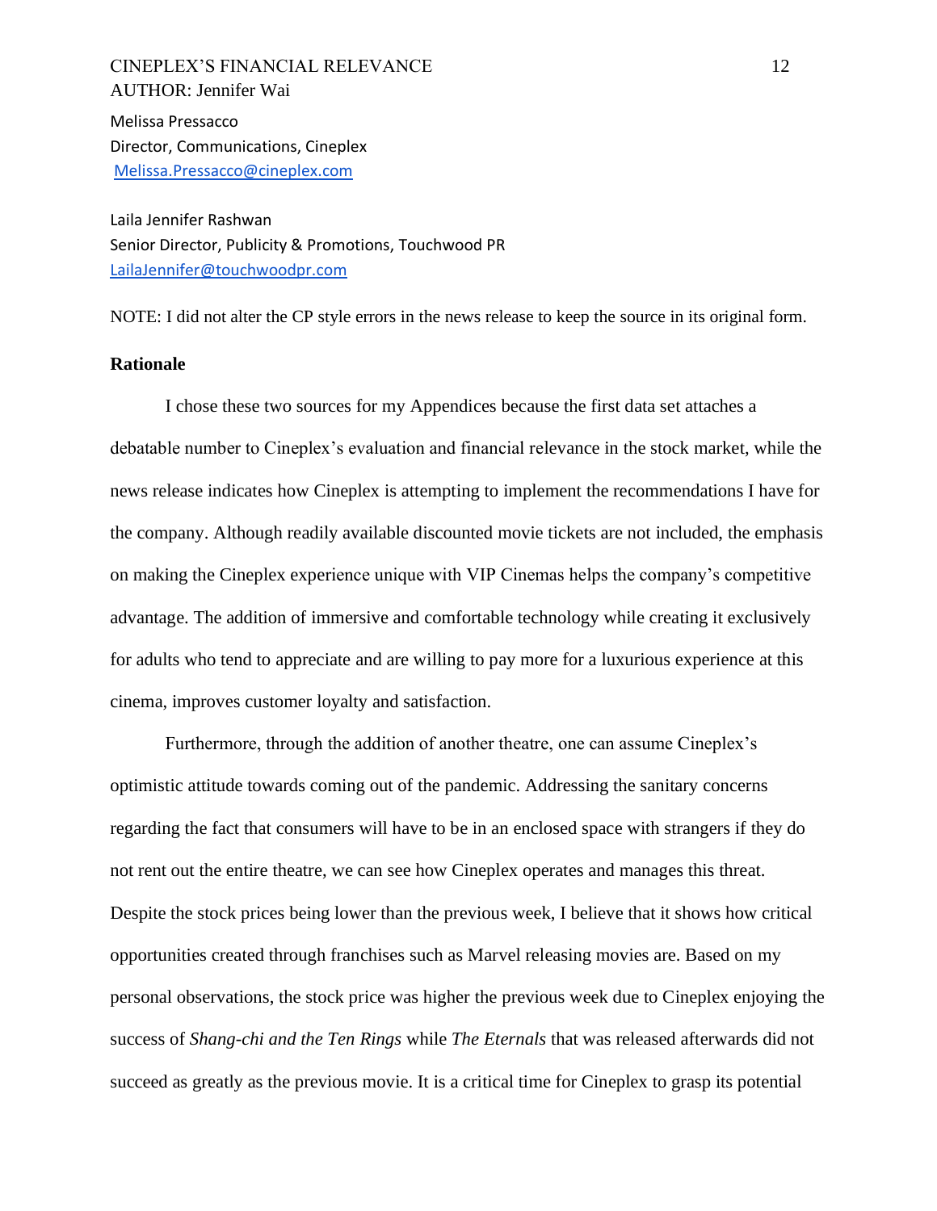Melissa Pressacco
Director, Communications, Cineplex
Melissa.Pressacco@cineplex.com

Laila Jennifer Rashwan
Senior Director, Publicity & Promotions, Touchwood PR
LailaJennifer@touchwoodpr.com

NOTE: I did not alter the CP style errors in the news release to keep the source in its original form.

**Rationale**

I chose these two sources for my Appendices because the first data set attaches a debatable number to Cineplex's evaluation and financial relevance in the stock market, while the news release indicates how Cineplex is attempting to implement the recommendations I have for the company. Although readily available discounted movie tickets are not included, the emphasis on making the Cineplex experience unique with VIP Cinemas helps the company's competitive advantage. The addition of immersive and comfortable technology while creating it exclusively for adults who tend to appreciate and are willing to pay more for a luxurious experience at this cinema, improves customer loyalty and satisfaction.

Furthermore, through the addition of another theatre, one can assume Cineplex's optimistic attitude towards coming out of the pandemic. Addressing the sanitary concerns regarding the fact that consumers will have to be in an enclosed space with strangers if they do not rent out the entire theatre, we can see how Cineplex operates and manages this threat. Despite the stock prices being lower than the previous week, I believe that it shows how critical opportunities created through franchises such as Marvel releasing movies are. Based on my personal observations, the stock price was higher the previous week due to Cineplex enjoying the success of *Shang-chi and the Ten Rings* while *The Eternals* that was released afterwards did not succeed as greatly as the previous movie. It is a critical time for Cineplex to grasp its potential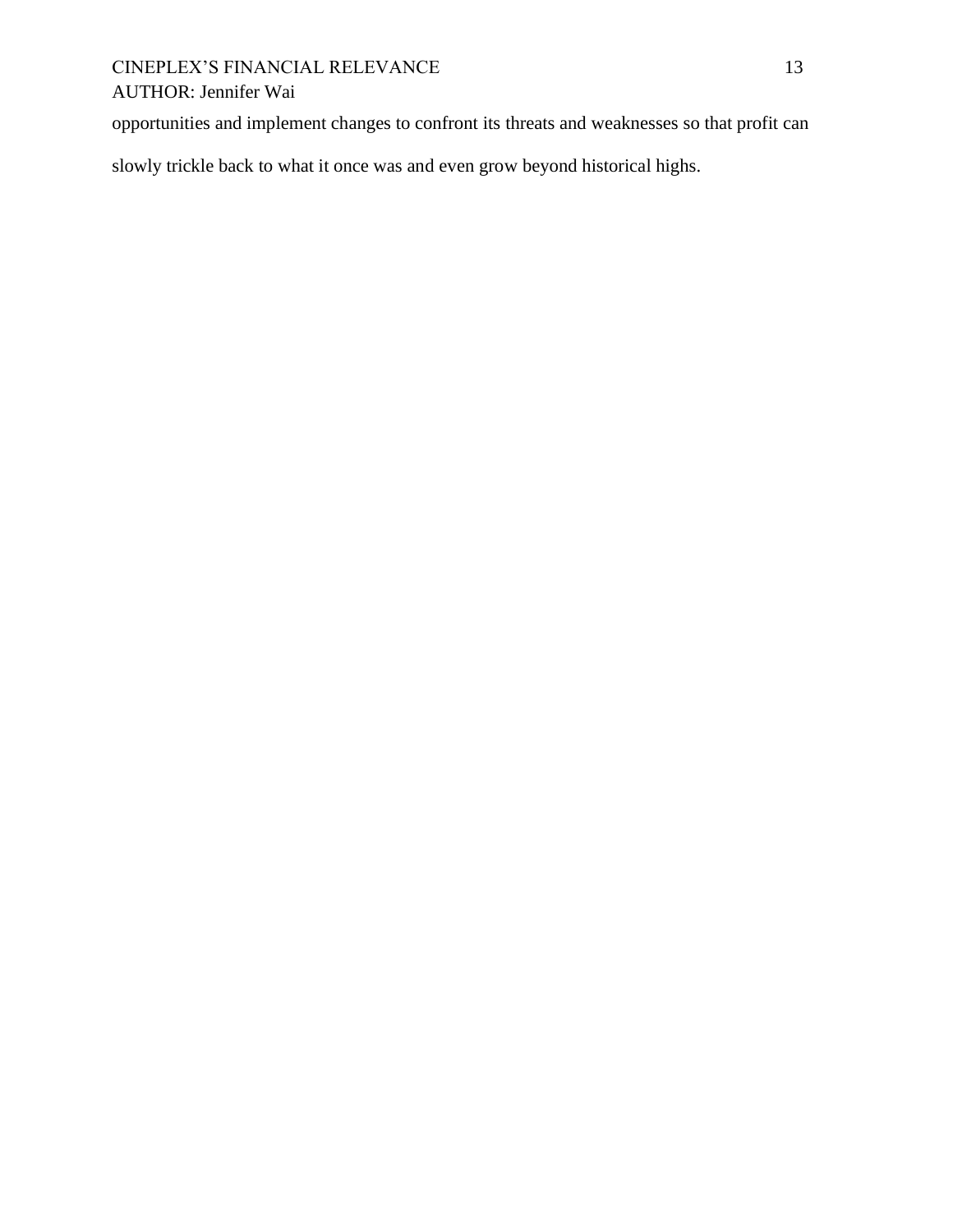opportunities and implement changes to confront its threats and weaknesses so that profit can slowly trickle back to what it once was and even grow beyond historical highs.